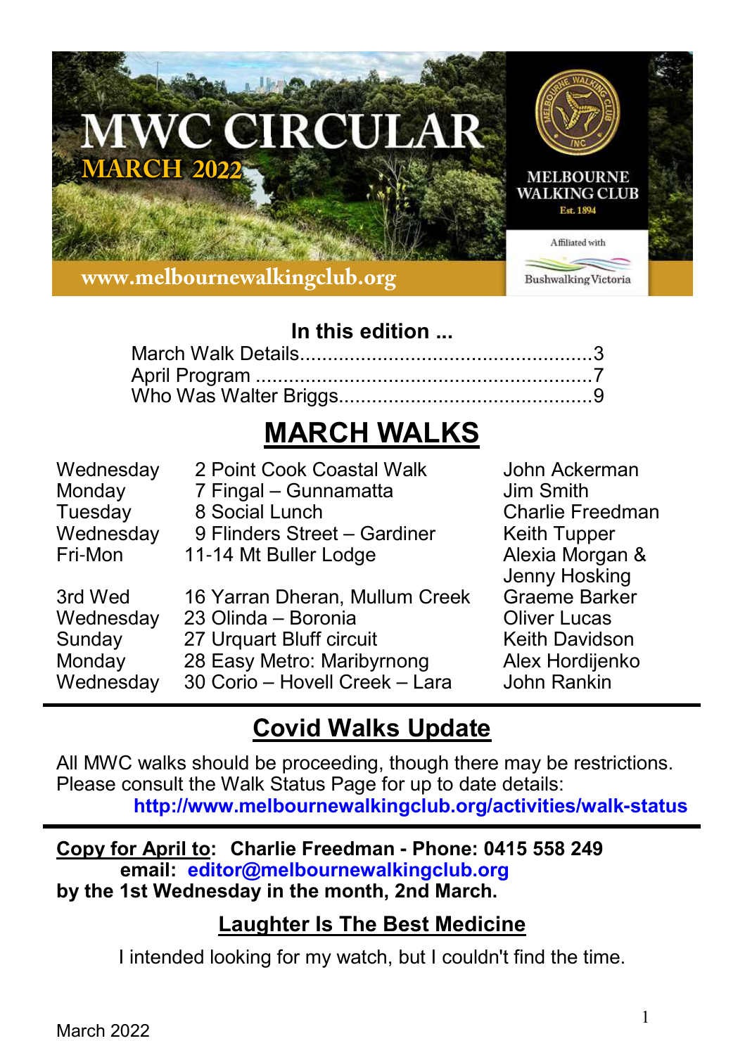# MWC CIRCULAR

**MARCH 2022**

MELBOURNE WALKING CLUB
Est. 1894

Affiliated with Bushwalking Victoria

www.melbournewalkingclub.org

### In this edition ...

March Walk Details....................................................3
April Program ............................................................7
Who Was Walter Briggs.............................................9

## MARCH WALKS

| | | |
|---|---|---|
| Wednesday | 2 Point Cook Coastal Walk | John Ackerman |
| Monday | 7 Fingal – Gunnamatta | Jim Smith |
| Tuesday | 8 Social Lunch | Charlie Freedman |
| Wednesday | 9 Flinders Street – Gardiner | Keith Tupper |
| Fri-Mon | 11-14 Mt Buller Lodge | Alexia Morgan & Jenny Hosking |
| 3rd Wed | 16 Yarran Dheran, Mullum Creek | Graeme Barker |
| Wednesday | 23 Olinda – Boronia | Oliver Lucas |
| Sunday | 27 Urquart Bluff circuit | Keith Davidson |
| Monday | 28 Easy Metro: Maribyrnong | Alex Hordijenko |
| Wednesday | 30 Corio – Hovell Creek – Lara | John Rankin |

## Covid Walks Update

All MWC walks should be proceeding, though there may be restrictions. Please consult the Walk Status Page for up to date details:
**http://www.melbournewalkingclub.org/activities/walk-status**

**Copy for April to: Charlie Freedman - Phone: 0415 558 249**
**email: editor@melbournewalkingclub.org**
**by the 1st Wednesday in the month, 2nd March.**

## Laughter Is The Best Medicine

I intended looking for my watch, but I couldn't find the time.

March 2022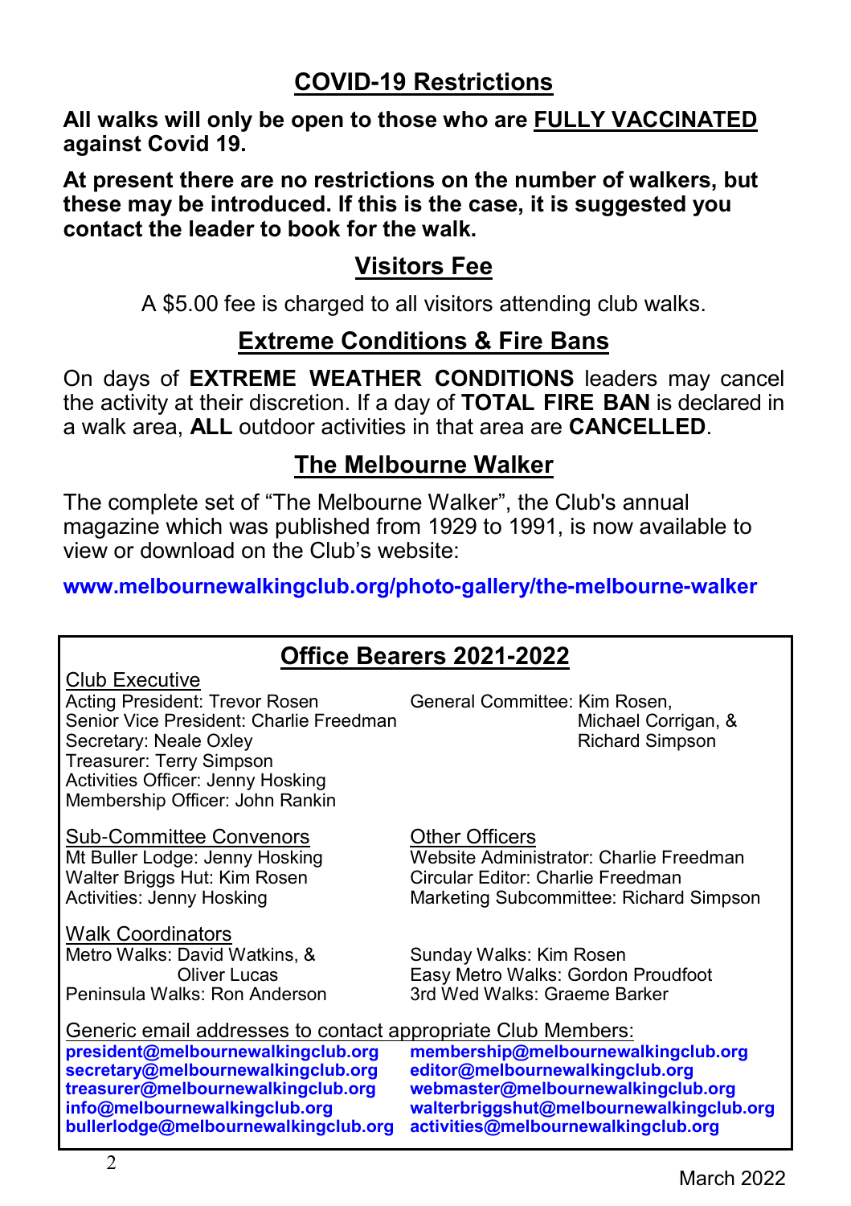## COVID-19 Restrictions

**All walks will only be open to those who are FULLY VACCINATED against Covid 19.**

**At present there are no restrictions on the number of walkers, but these may be introduced. If this is the case, it is suggested you contact the leader to book for the walk.**

## Visitors Fee

A $5.00 fee is charged to all visitors attending club walks.

## Extreme Conditions & Fire Bans

On days of **EXTREME WEATHER CONDITIONS** leaders may cancel the activity at their discretion. If a day of **TOTAL FIRE BAN** is declared in a walk area, **ALL** outdoor activities in that area are **CANCELLED**.

## The Melbourne Walker

The complete set of "The Melbourne Walker", the Club's annual magazine which was published from 1929 to 1991, is now available to view or download on the Club's website:

**www.melbournewalkingclub.org/photo-gallery/the-melbourne-walker**

## Office Bearers 2021-2022

### Club Executive

Acting President: Trevor Rosen
Senior Vice President: Charlie Freedman
Secretary: Neale Oxley
Treasurer: Terry Simpson
Activities Officer: Jenny Hosking
Membership Officer: John Rankin

General Committee: Kim Rosen, Michael Corrigan, & Richard Simpson

### Sub-Committee Convenors

Mt Buller Lodge: Jenny Hosking
Walter Briggs Hut: Kim Rosen
Activities: Jenny Hosking

### Other Officers

Website Administrator: Charlie Freedman
Circular Editor: Charlie Freedman
Marketing Subcommittee: Richard Simpson

### Walk Coordinators

Metro Walks: David Watkins, & Oliver Lucas
Peninsula Walks: Ron Anderson
Sunday Walks: Kim Rosen
Easy Metro Walks: Gordon Proudfoot
3rd Wed Walks: Graeme Barker

### Generic email addresses to contact appropriate Club Members:

**president@melbournewalkingclub.org**
**secretary@melbournewalkingclub.org**
**treasurer@melbournewalkingclub.org**
**info@melbournewalkingclub.org**
**bullerlodge@melbournewalkingclub.org**
**membership@melbournewalkingclub.org**
**editor@melbournewalkingclub.org**
**webmaster@melbournewalkingclub.org**
**walterbriggshut@melbournewalkingclub.org**
**activities@melbournewalkingclub.org**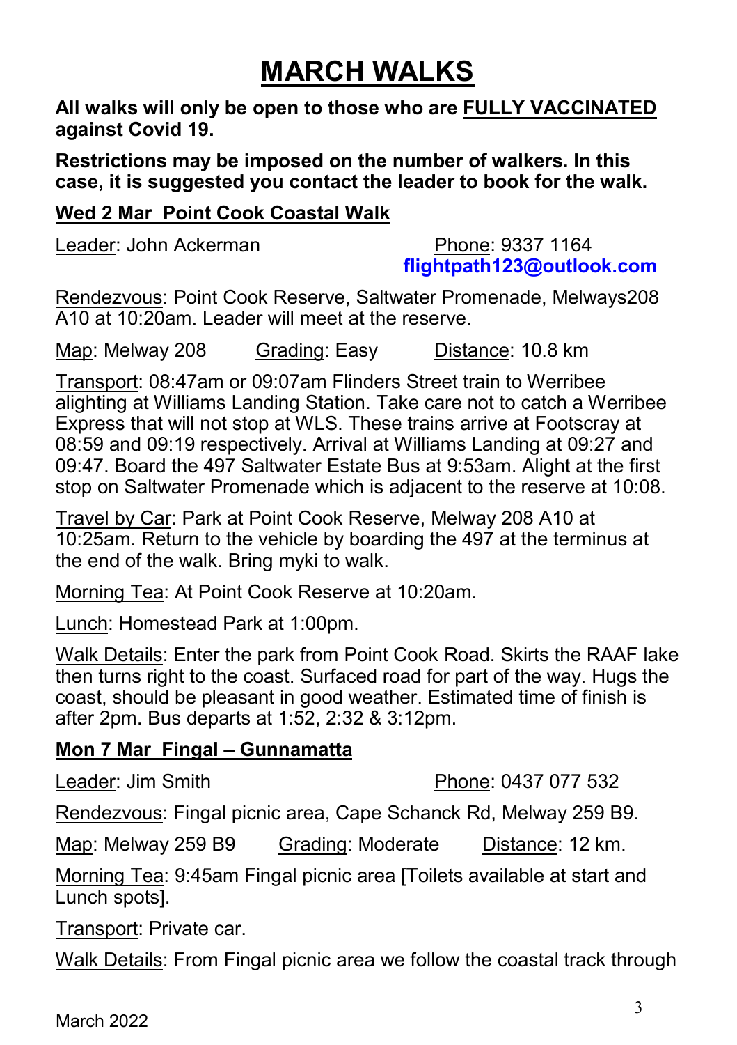# MARCH WALKS

**All walks will only be open to those who are FULLY VACCINATED against Covid 19.**

**Restrictions may be imposed on the number of walkers. In this case, it is suggested you contact the leader to book for the walk.**

## Wed 2 Mar Point Cook Coastal Walk

Leader: John Ackerman Phone: 9337 1164 **flightpath123@outlook.com**

Rendezvous: Point Cook Reserve, Saltwater Promenade, Melways208 A10 at 10:20am. Leader will meet at the reserve.

Map: Melway 208 Grading: Easy Distance: 10.8 km

Transport: 08:47am or 09:07am Flinders Street train to Werribee alighting at Williams Landing Station. Take care not to catch a Werribee Express that will not stop at WLS. These trains arrive at Footscray at 08:59 and 09:19 respectively. Arrival at Williams Landing at 09:27 and 09:47. Board the 497 Saltwater Estate Bus at 9:53am. Alight at the first stop on Saltwater Promenade which is adjacent to the reserve at 10:08.

Travel by Car: Park at Point Cook Reserve, Melway 208 A10 at 10:25am. Return to the vehicle by boarding the 497 at the terminus at the end of the walk. Bring myki to walk.

Morning Tea: At Point Cook Reserve at 10:20am.

Lunch: Homestead Park at 1:00pm.

Walk Details: Enter the park from Point Cook Road. Skirts the RAAF lake then turns right to the coast. Surfaced road for part of the way. Hugs the coast, should be pleasant in good weather. Estimated time of finish is after 2pm. Bus departs at 1:52, 2:32 & 3:12pm.

## Mon 7 Mar Fingal – Gunnamatta

Leader: Jim Smith Phone: 0437 077 532

Rendezvous: Fingal picnic area, Cape Schanck Rd, Melway 259 B9.

Map: Melway 259 B9 Grading: Moderate Distance: 12 km.

Morning Tea: 9:45am Fingal picnic area [Toilets available at start and Lunch spots].

Transport: Private car.

Walk Details: From Fingal picnic area we follow the coastal track through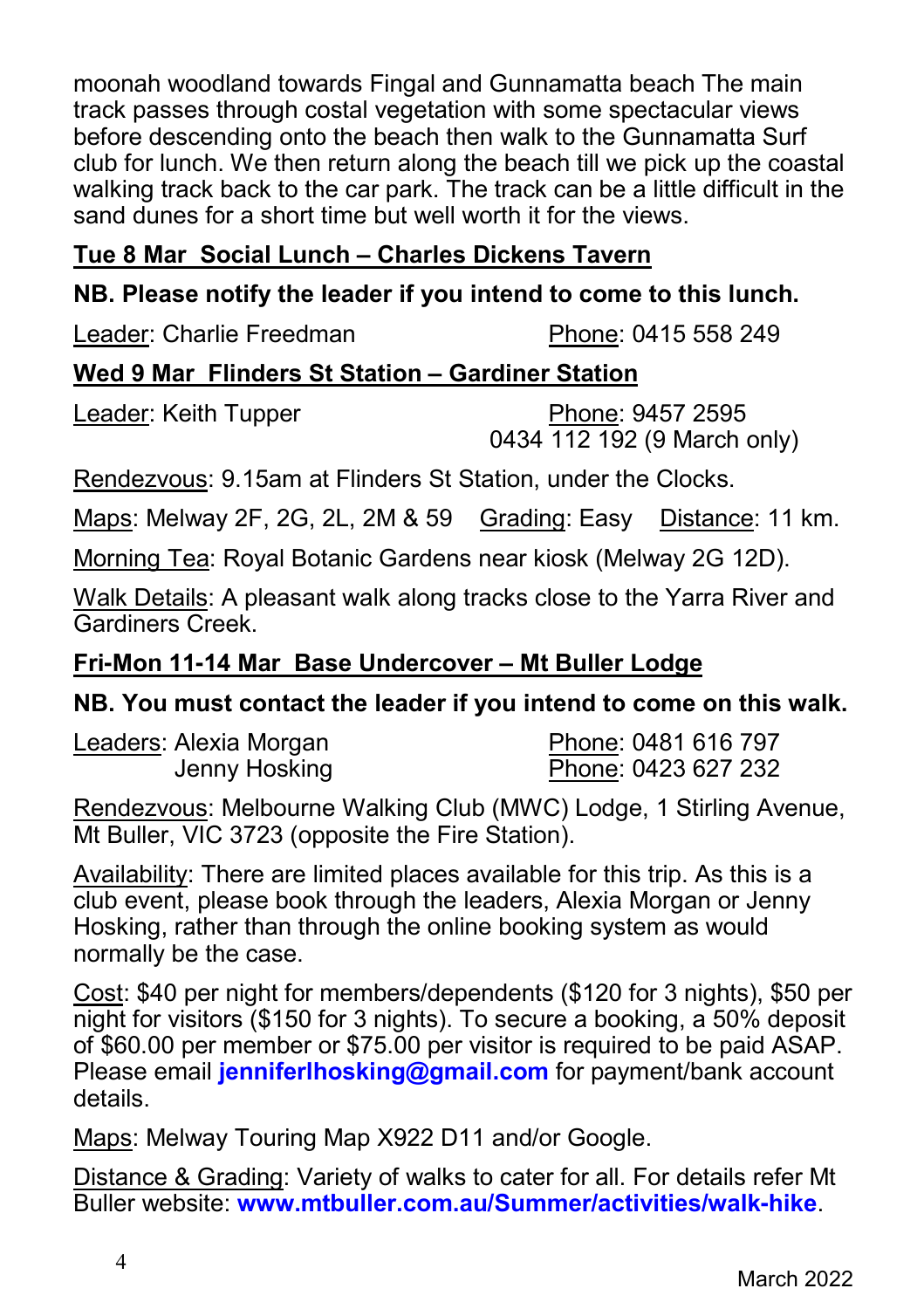moonah woodland towards Fingal and Gunnamatta beach The main track passes through costal vegetation with some spectacular views before descending onto the beach then walk to the Gunnamatta Surf club for lunch. We then return along the beach till we pick up the coastal walking track back to the car park. The track can be a little difficult in the sand dunes for a short time but well worth it for the views.

## Tue 8 Mar Social Lunch – Charles Dickens Tavern

**NB. Please notify the leader if you intend to come to this lunch.**

Leader: Charlie Freedman  Phone: 0415 558 249

## Wed 9 Mar Flinders St Station – Gardiner Station

Leader: Keith Tupper  Phone: 9457 2595
0434 112 192 (9 March only)

Rendezvous: 9.15am at Flinders St Station, under the Clocks.

Maps: Melway 2F, 2G, 2L, 2M & 59  Grading: Easy  Distance: 11 km.

Morning Tea: Royal Botanic Gardens near kiosk (Melway 2G 12D).

Walk Details: A pleasant walk along tracks close to the Yarra River and Gardiners Creek.

## Fri-Mon 11-14 Mar Base Undercover – Mt Buller Lodge

**NB. You must contact the leader if you intend to come on this walk.**

Leaders: Alexia Morgan  Phone: 0481 616 797
Jenny Hosking  Phone: 0423 627 232

Rendezvous: Melbourne Walking Club (MWC) Lodge, 1 Stirling Avenue, Mt Buller, VIC 3723 (opposite the Fire Station).

Availability: There are limited places available for this trip. As this is a club event, please book through the leaders, Alexia Morgan or Jenny Hosking, rather than through the online booking system as would normally be the case.

Cost: $40 per night for members/dependents ($120 for 3 nights), $50 per night for visitors ($150 for 3 nights). To secure a booking, a 50% deposit of $60.00 per member or $75.00 per visitor is required to be paid ASAP. Please email **jenniferlhosking@gmail.com** for payment/bank account details.

Maps: Melway Touring Map X922 D11 and/or Google.

Distance & Grading: Variety of walks to cater for all. For details refer Mt Buller website: **www.mtbuller.com.au/Summer/activities/walk-hike**.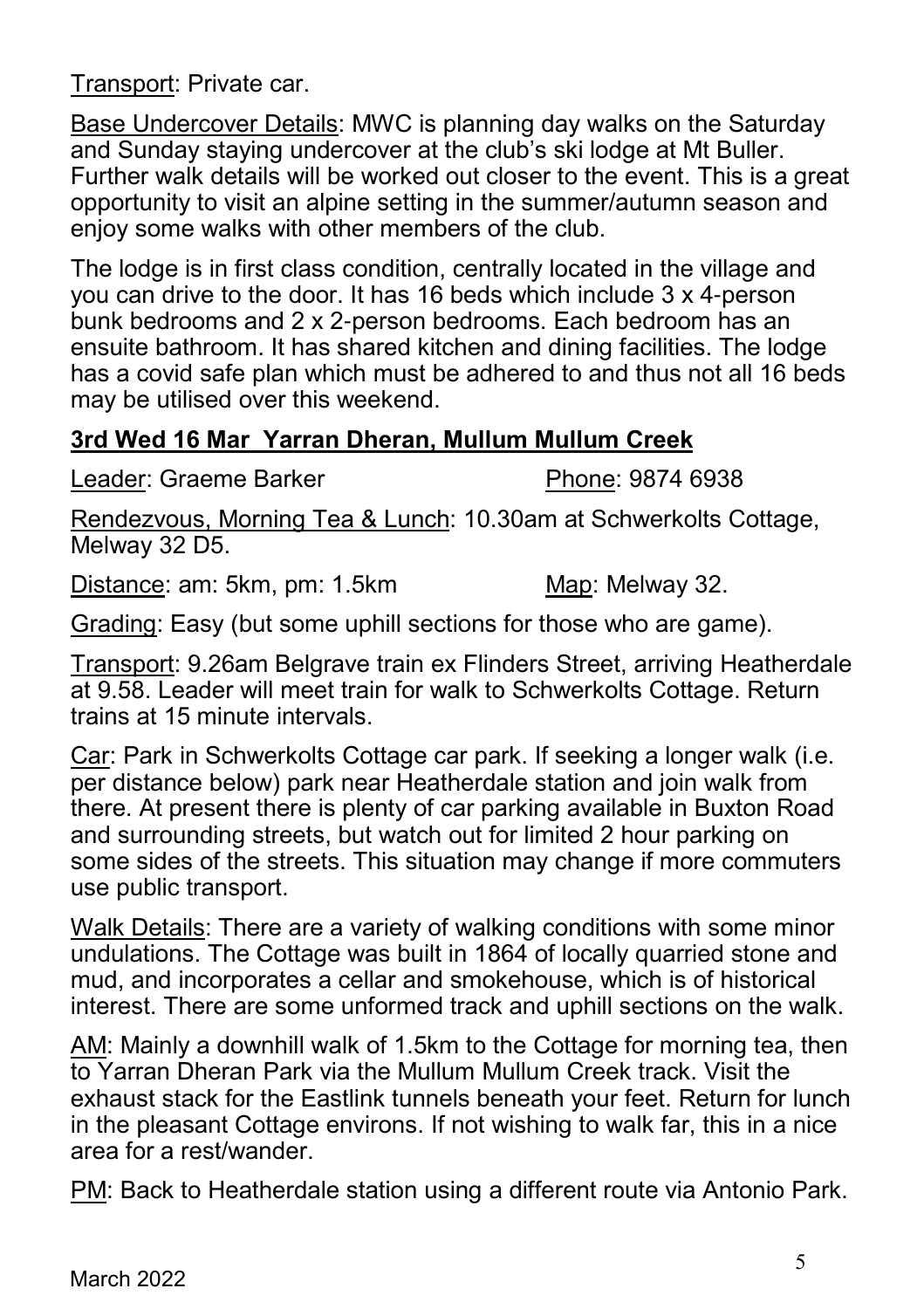Transport: Private car.

Base Undercover Details: MWC is planning day walks on the Saturday and Sunday staying undercover at the club's ski lodge at Mt Buller. Further walk details will be worked out closer to the event. This is a great opportunity to visit an alpine setting in the summer/autumn season and enjoy some walks with other members of the club.

The lodge is in first class condition, centrally located in the village and you can drive to the door. It has 16 beds which include 3 x 4-person bunk bedrooms and 2 x 2-person bedrooms. Each bedroom has an ensuite bathroom. It has shared kitchen and dining facilities. The lodge has a covid safe plan which must be adhered to and thus not all 16 beds may be utilised over this weekend.

**3rd Wed 16 Mar Yarran Dheran, Mullum Mullum Creek**

Leader: Graeme Barker Phone: 9874 6938

Rendezvous, Morning Tea & Lunch: 10.30am at Schwerkolts Cottage, Melway 32 D5.

Distance: am: 5km, pm: 1.5km Map: Melway 32.

Grading: Easy (but some uphill sections for those who are game).

Transport: 9.26am Belgrave train ex Flinders Street, arriving Heatherdale at 9.58. Leader will meet train for walk to Schwerkolts Cottage. Return trains at 15 minute intervals.

Car: Park in Schwerkolts Cottage car park. If seeking a longer walk (i.e. per distance below) park near Heatherdale station and join walk from there. At present there is plenty of car parking available in Buxton Road and surrounding streets, but watch out for limited 2 hour parking on some sides of the streets. This situation may change if more commuters use public transport.

Walk Details: There are a variety of walking conditions with some minor undulations. The Cottage was built in 1864 of locally quarried stone and mud, and incorporates a cellar and smokehouse, which is of historical interest. There are some unformed track and uphill sections on the walk.

AM: Mainly a downhill walk of 1.5km to the Cottage for morning tea, then to Yarran Dheran Park via the Mullum Mullum Creek track. Visit the exhaust stack for the Eastlink tunnels beneath your feet. Return for lunch in the pleasant Cottage environs. If not wishing to walk far, this in a nice area for a rest/wander.

PM: Back to Heatherdale station using a different route via Antonio Park.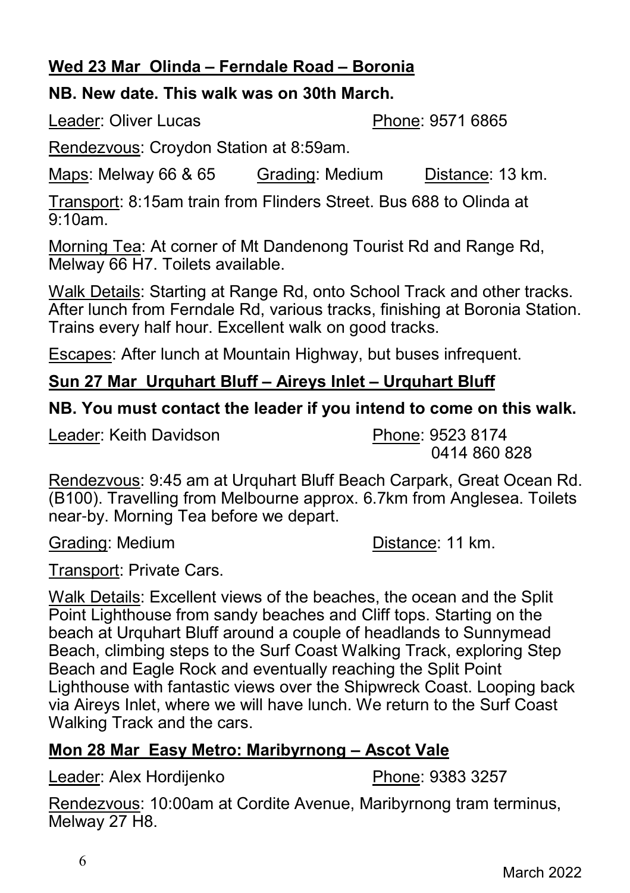**Wed 23 Mar Olinda – Ferndale Road – Boronia**

**NB. New date. This walk was on 30th March.**

Leader: Oliver Lucas Phone: 9571 6865

Rendezvous: Croydon Station at 8:59am.

Maps: Melway 66 & 65 Grading: Medium Distance: 13 km.

Transport: 8:15am train from Flinders Street. Bus 688 to Olinda at 9:10am.

Morning Tea: At corner of Mt Dandenong Tourist Rd and Range Rd, Melway 66 H7. Toilets available.

Walk Details: Starting at Range Rd, onto School Track and other tracks. After lunch from Ferndale Rd, various tracks, finishing at Boronia Station. Trains every half hour. Excellent walk on good tracks.

Escapes: After lunch at Mountain Highway, but buses infrequent.

**Sun 27 Mar Urquhart Bluff – Aireys Inlet – Urquhart Bluff**

**NB. You must contact the leader if you intend to come on this walk.**

Leader: Keith Davidson Phone: 9523 8174
0414 860 828

Rendezvous: 9:45 am at Urquhart Bluff Beach Carpark, Great Ocean Rd. (B100). Travelling from Melbourne approx. 6.7km from Anglesea. Toilets near-by. Morning Tea before we depart.

Grading: Medium Distance: 11 km.

Transport: Private Cars.

Walk Details: Excellent views of the beaches, the ocean and the Split Point Lighthouse from sandy beaches and Cliff tops. Starting on the beach at Urquhart Bluff around a couple of headlands to Sunnymead Beach, climbing steps to the Surf Coast Walking Track, exploring Step Beach and Eagle Rock and eventually reaching the Split Point Lighthouse with fantastic views over the Shipwreck Coast. Looping back via Aireys Inlet, where we will have lunch. We return to the Surf Coast Walking Track and the cars.

**Mon 28 Mar Easy Metro: Maribyrnong – Ascot Vale**

Leader: Alex Hordijenko Phone: 9383 3257

Rendezvous: 10:00am at Cordite Avenue, Maribyrnong tram terminus, Melway 27 H8.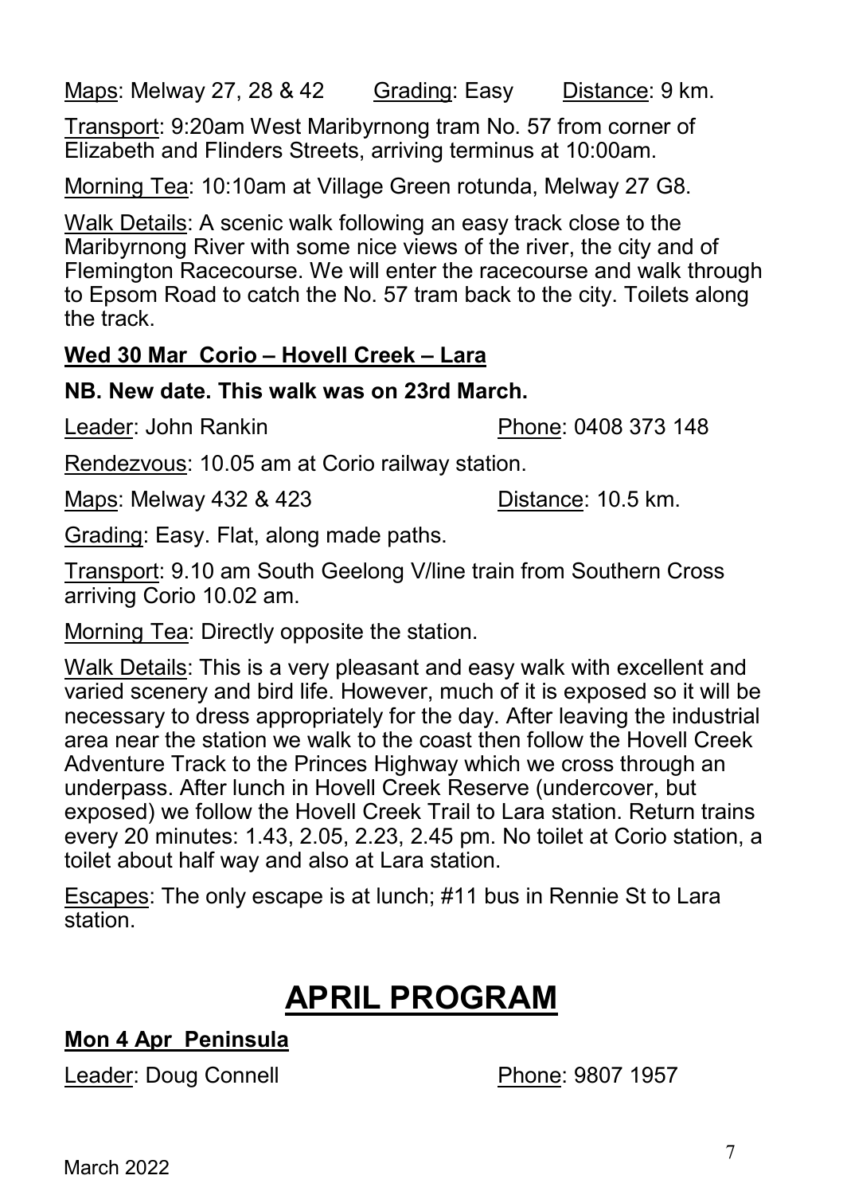Maps: Melway 27, 28 & 42 Grading: Easy Distance: 9 km.

Transport: 9:20am West Maribyrnong tram No. 57 from corner of Elizabeth and Flinders Streets, arriving terminus at 10:00am.

Morning Tea: 10:10am at Village Green rotunda, Melway 27 G8.

Walk Details: A scenic walk following an easy track close to the Maribyrnong River with some nice views of the river, the city and of Flemington Racecourse. We will enter the racecourse and walk through to Epsom Road to catch the No. 57 tram back to the city. Toilets along the track.

**Wed 30 Mar Corio – Hovell Creek – Lara**

**NB. New date. This walk was on 23rd March.**

Leader: John Rankin Phone: 0408 373 148

Rendezvous: 10.05 am at Corio railway station.

Maps: Melway 432 & 423 Distance: 10.5 km.

Grading: Easy. Flat, along made paths.

Transport: 9.10 am South Geelong V/line train from Southern Cross arriving Corio 10.02 am.

Morning Tea: Directly opposite the station.

Walk Details: This is a very pleasant and easy walk with excellent and varied scenery and bird life. However, much of it is exposed so it will be necessary to dress appropriately for the day. After leaving the industrial area near the station we walk to the coast then follow the Hovell Creek Adventure Track to the Princes Highway which we cross through an underpass. After lunch in Hovell Creek Reserve (undercover, but exposed) we follow the Hovell Creek Trail to Lara station. Return trains every 20 minutes: 1.43, 2.05, 2.23, 2.45 pm. No toilet at Corio station, a toilet about half way and also at Lara station.

Escapes: The only escape is at lunch; #11 bus in Rennie St to Lara station.

# APRIL PROGRAM

**Mon 4 Apr Peninsula**

Leader: Doug Connell Phone: 9807 1957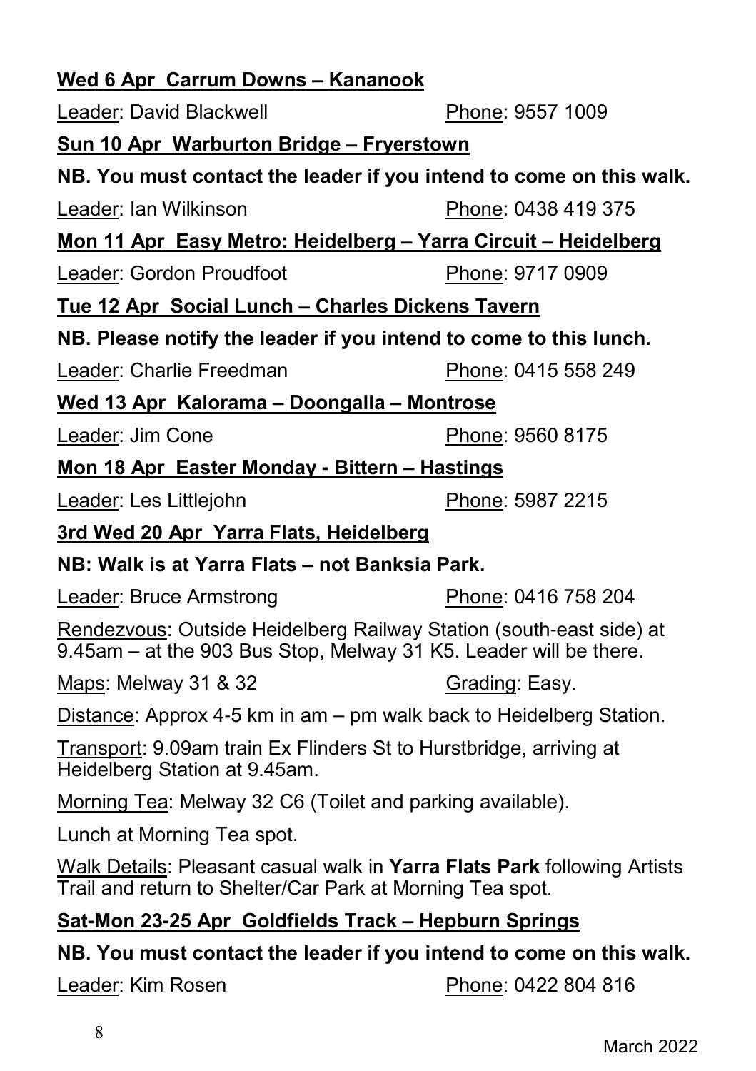**Wed 6 Apr Carrum Downs – Kananook**

Leader: David Blackwell Phone: 9557 1009

**Sun 10 Apr Warburton Bridge – Fryerstown**

**NB. You must contact the leader if you intend to come on this walk.**

Leader: Ian Wilkinson Phone: 0438 419 375

**Mon 11 Apr Easy Metro: Heidelberg – Yarra Circuit – Heidelberg**

Leader: Gordon Proudfoot Phone: 9717 0909

**Tue 12 Apr Social Lunch – Charles Dickens Tavern**

**NB. Please notify the leader if you intend to come to this lunch.**

Leader: Charlie Freedman Phone: 0415 558 249

**Wed 13 Apr Kalorama – Doongalla – Montrose**

Leader: Jim Cone Phone: 9560 8175

**Mon 18 Apr Easter Monday - Bittern – Hastings**

Leader: Les Littlejohn Phone: 5987 2215

**3rd Wed 20 Apr Yarra Flats, Heidelberg**

**NB: Walk is at Yarra Flats – not Banksia Park.**

Leader: Bruce Armstrong Phone: 0416 758 204

Rendezvous: Outside Heidelberg Railway Station (south-east side) at 9.45am – at the 903 Bus Stop, Melway 31 K5. Leader will be there.

Maps: Melway 31 & 32 Grading: Easy.

Distance: Approx 4-5 km in am – pm walk back to Heidelberg Station.

Transport: 9.09am train Ex Flinders St to Hurstbridge, arriving at Heidelberg Station at 9.45am.

Morning Tea: Melway 32 C6 (Toilet and parking available).

Lunch at Morning Tea spot.

Walk Details: Pleasant casual walk in **Yarra Flats Park** following Artists Trail and return to Shelter/Car Park at Morning Tea spot.

**Sat-Mon 23-25 Apr Goldfields Track – Hepburn Springs**

**NB. You must contact the leader if you intend to come on this walk.**

Leader: Kim Rosen Phone: 0422 804 816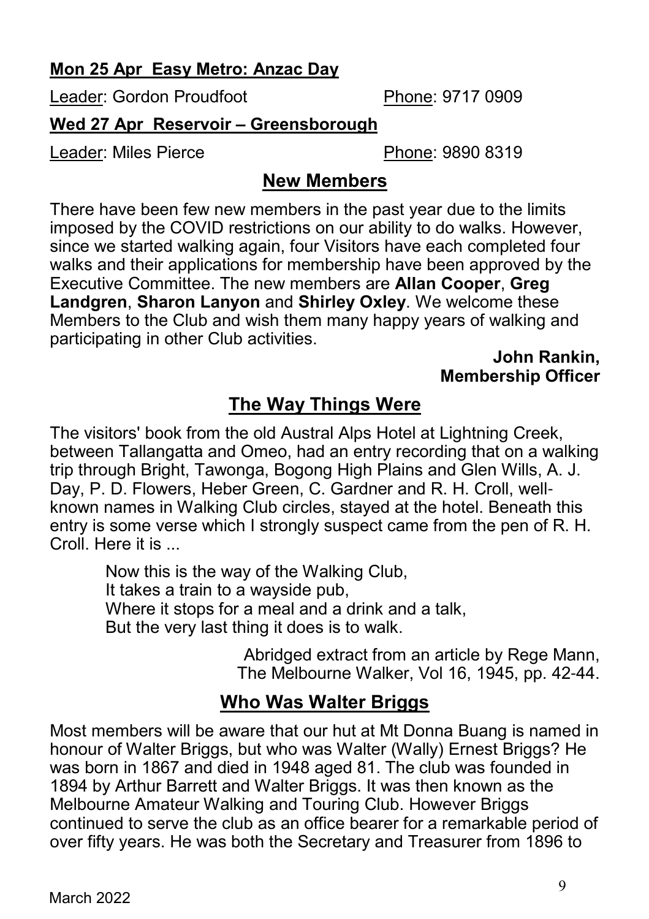**Mon 25 Apr Easy Metro: Anzac Day**

Leader: Gordon Proudfoot Phone: 9717 0909

**Wed 27 Apr Reservoir – Greensborough**

Leader: Miles Pierce Phone: 9890 8319

## New Members

There have been few new members in the past year due to the limits imposed by the COVID restrictions on our ability to do walks. However, since we started walking again, four Visitors have each completed four walks and their applications for membership have been approved by the Executive Committee. The new members are **Allan Cooper**, **Greg Landgren**, **Sharon Lanyon** and **Shirley Oxley**. We welcome these Members to the Club and wish them many happy years of walking and participating in other Club activities.

**John Rankin,**
**Membership Officer**

## The Way Things Were

The visitors' book from the old Austral Alps Hotel at Lightning Creek, between Tallangatta and Omeo, had an entry recording that on a walking trip through Bright, Tawonga, Bogong High Plains and Glen Wills, A. J. Day, P. D. Flowers, Heber Green, C. Gardner and R. H. Croll, well-known names in Walking Club circles, stayed at the hotel. Beneath this entry is some verse which I strongly suspect came from the pen of R. H. Croll. Here it is ...

> Now this is the way of the Walking Club,
> It takes a train to a wayside pub,
> Where it stops for a meal and a drink and a talk,
> But the very last thing it does is to walk.

Abridged extract from an article by Rege Mann,
The Melbourne Walker, Vol 16, 1945, pp. 42-44.

## Who Was Walter Briggs

Most members will be aware that our hut at Mt Donna Buang is named in honour of Walter Briggs, but who was Walter (Wally) Ernest Briggs? He was born in 1867 and died in 1948 aged 81. The club was founded in 1894 by Arthur Barrett and Walter Briggs. It was then known as the Melbourne Amateur Walking and Touring Club. However Briggs continued to serve the club as an office bearer for a remarkable period of over fifty years. He was both the Secretary and Treasurer from 1896 to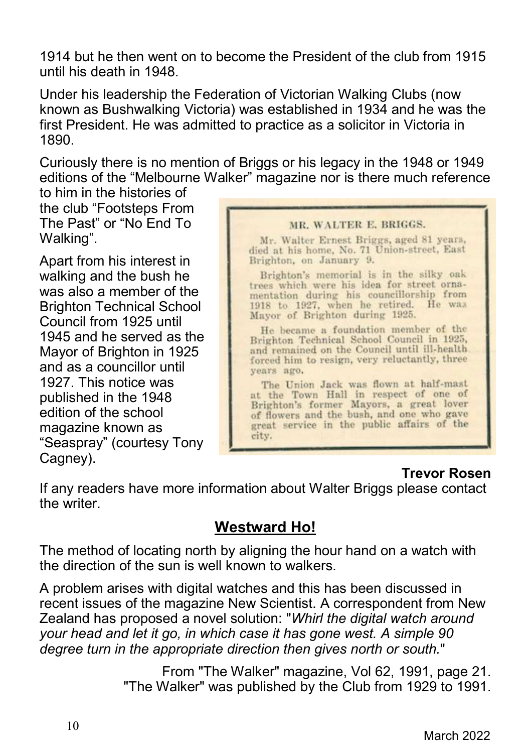1914 but he then went on to become the President of the club from 1915 until his death in 1948.

Under his leadership the Federation of Victorian Walking Clubs (now known as Bushwalking Victoria) was established in 1934 and he was the first President. He was admitted to practice as a solicitor in Victoria in 1890.

Curiously there is no mention of Briggs or his legacy in the 1948 or 1949 editions of the "Melbourne Walker" magazine nor is there much reference to him in the histories of the club "Footsteps From The Past" or "No End To Walking".

Apart from his interest in walking and the bush he was also a member of the Brighton Technical School Council from 1925 until 1945 and he served as the Mayor of Brighton in 1925 and as a councillor until 1927. This notice was published in the 1948 edition of the school magazine known as "Seaspray" (courtesy Tony Cagney).

> **MR. WALTER E. BRIGGS.**
>
> Mr. Walter Ernest Briggs, aged 81 years, died at his home, No. 71 Union-street, East Brighton, on January 9.
>
> Brighton's memorial is in the silky oak trees which were his idea for street ornamentation during his councillorship from 1918 to 1927, when he retired. He was Mayor of Brighton during 1925.
>
> He became a foundation member of the Brighton Technical School Council in 1925, and remained on the Council until ill-health forced him to resign, very reluctantly, three years ago.
>
> The Union Jack was flown at half-mast at the Town Hall in respect of one of Brighton's former Mayors, a great lover of flowers and the bush, and one who gave great service in the public affairs of the city.

**Trevor Rosen**

If any readers have more information about Walter Briggs please contact the writer.

## Westward Ho!

The method of locating north by aligning the hour hand on a watch with the direction of the sun is well known to walkers.

A problem arises with digital watches and this has been discussed in recent issues of the magazine New Scientist. A correspondent from New Zealand has proposed a novel solution: "*Whirl the digital watch around your head and let it go, in which case it has gone west. A simple 90 degree turn in the appropriate direction then gives north or south.*"

From "The Walker" magazine, Vol 62, 1991, page 21.
"The Walker" was published by the Club from 1929 to 1991.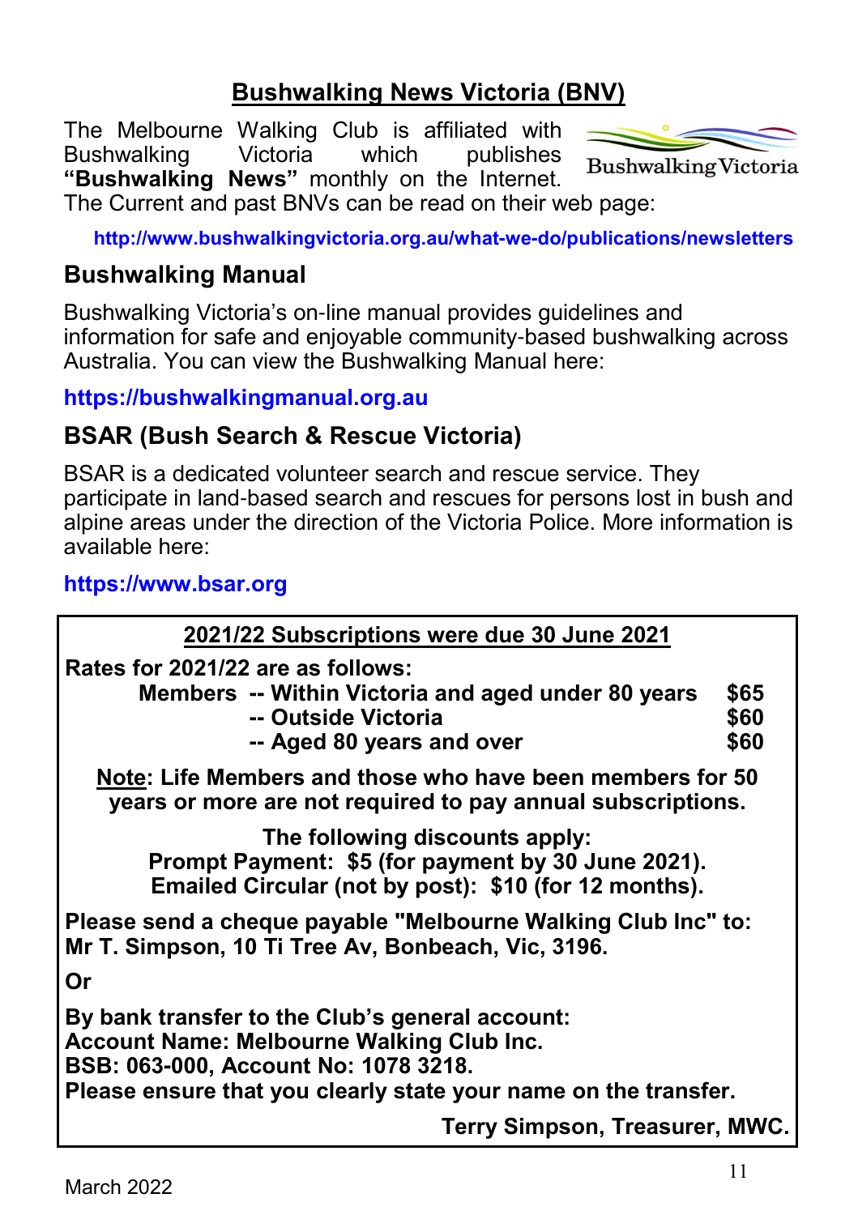## Bushwalking News Victoria (BNV)

The Melbourne Walking Club is affiliated with Bushwalking Victoria which publishes **"Bushwalking News"** monthly on the Internet. The Current and past BNVs can be read on their web page:

**http://www.bushwalkingvictoria.org.au/what-we-do/publications/newsletters**

## Bushwalking Manual

Bushwalking Victoria's on-line manual provides guidelines and information for safe and enjoyable community-based bushwalking across Australia. You can view the Bushwalking Manual here:

**https://bushwalkingmanual.org.au**

## BSAR (Bush Search & Rescue Victoria)

BSAR is a dedicated volunteer search and rescue service. They participate in land-based search and rescues for persons lost in bush and alpine areas under the direction of the Victoria Police. More information is available here:

**https://www.bsar.org**

---

**2021/22 Subscriptions were due 30 June 2021**

**Rates for 2021/22 are as follows:**

| | | |
|---|---|---|
| **Members** | **-- Within Victoria and aged under 80 years** | **$65** |
| | **-- Outside Victoria** | **$60** |
| | **-- Aged 80 years and over** | **$60** |

**Note: Life Members and those who have been members for 50 years or more are not required to pay annual subscriptions.**

**The following discounts apply:**
**Prompt Payment: $5 (for payment by 30 June 2021).**
**Emailed Circular (not by post): $10 (for 12 months).**

**Please send a cheque payable "Melbourne Walking Club Inc" to:**
**Mr T. Simpson, 10 Ti Tree Av, Bonbeach, Vic, 3196.**

**Or**

**By bank transfer to the Club's general account:**
**Account Name: Melbourne Walking Club Inc.**
**BSB: 063-000, Account No: 1078 3218.**
**Please ensure that you clearly state your name on the transfer.**

**Terry Simpson, Treasurer, MWC.**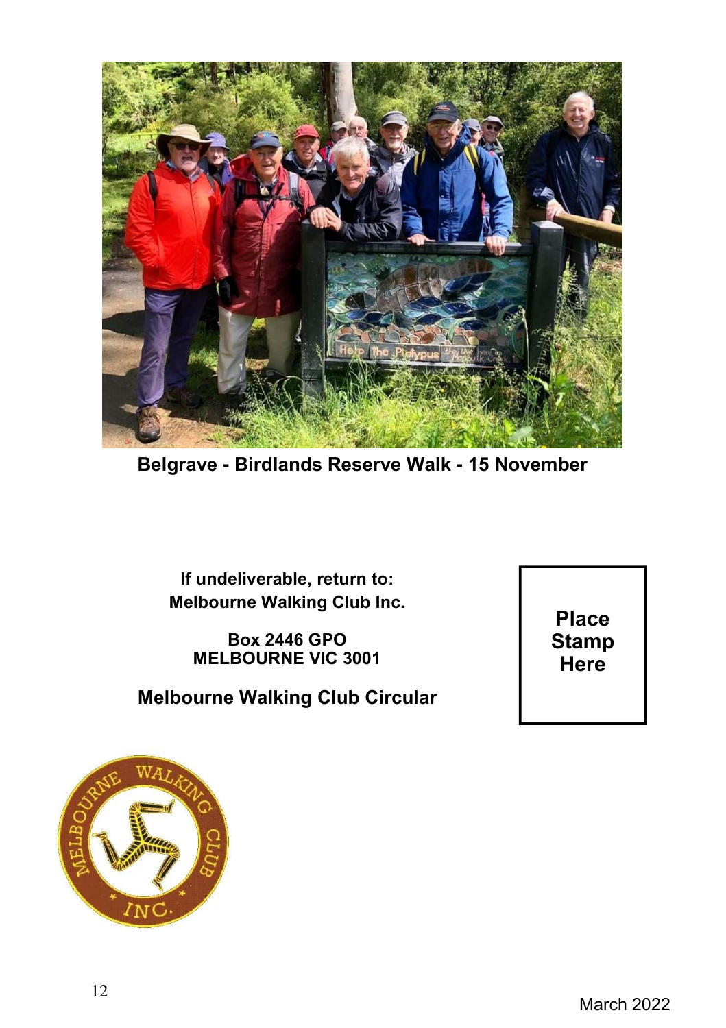Belgrave - Birdlands Reserve Walk - 15 November

**If undeliverable, return to:**
**Melbourne Walking Club Inc.**

**Box 2446 GPO**
**MELBOURNE VIC 3001**

**Melbourne Walking Club Circular**

**Place Stamp Here**

March 2022